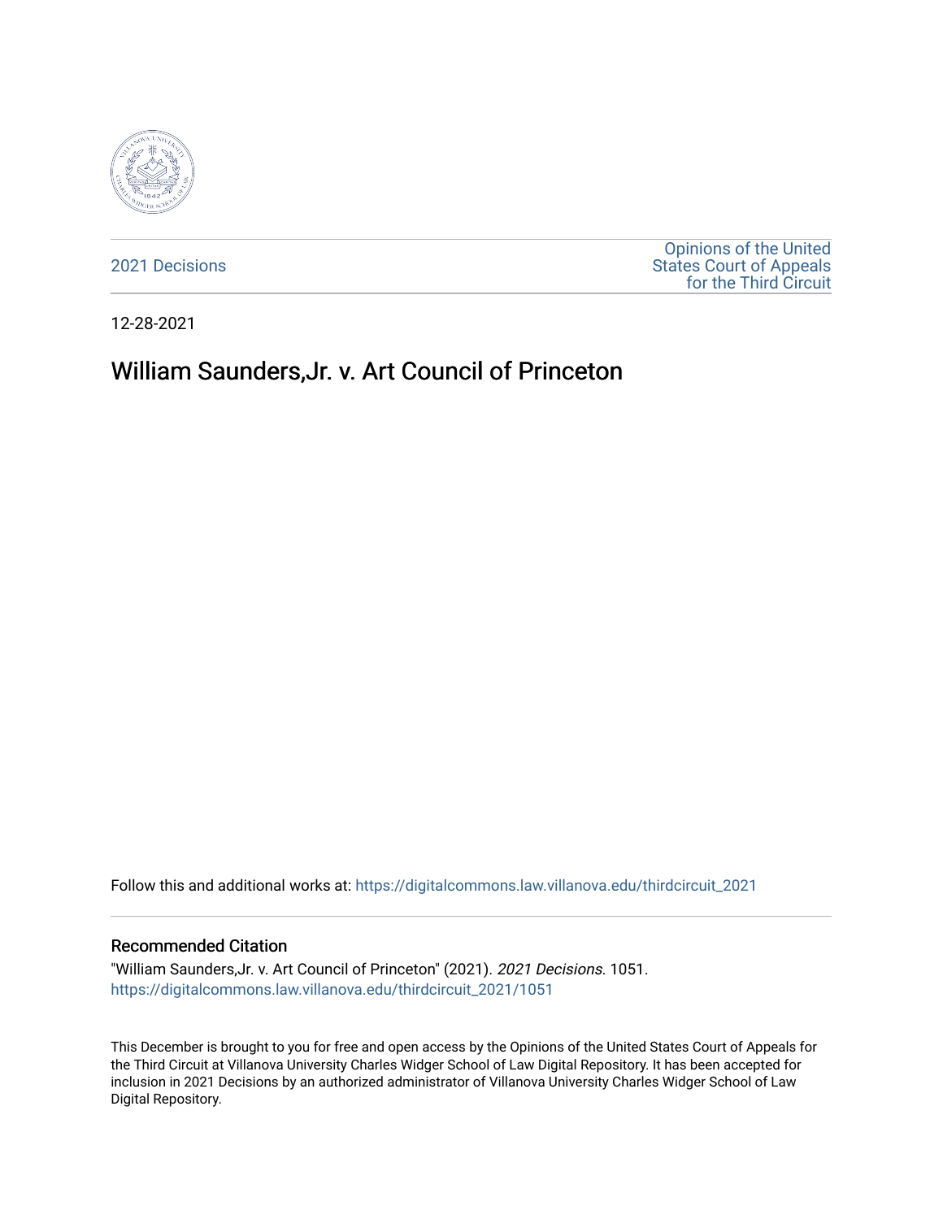2021 Decisions

Opinions of the United States Court of Appeals for the Third Circuit

12-28-2021

# William Saunders,Jr. v. Art Council of Princeton

Follow this and additional works at: https://digitalcommons.law.villanova.edu/thirdcircuit_2021

## Recommended Citation

"William Saunders,Jr. v. Art Council of Princeton" (2021). *2021 Decisions*. 1051.
https://digitalcommons.law.villanova.edu/thirdcircuit_2021/1051

This December is brought to you for free and open access by the Opinions of the United States Court of Appeals for the Third Circuit at Villanova University Charles Widger School of Law Digital Repository. It has been accepted for inclusion in 2021 Decisions by an authorized administrator of Villanova University Charles Widger School of Law Digital Repository.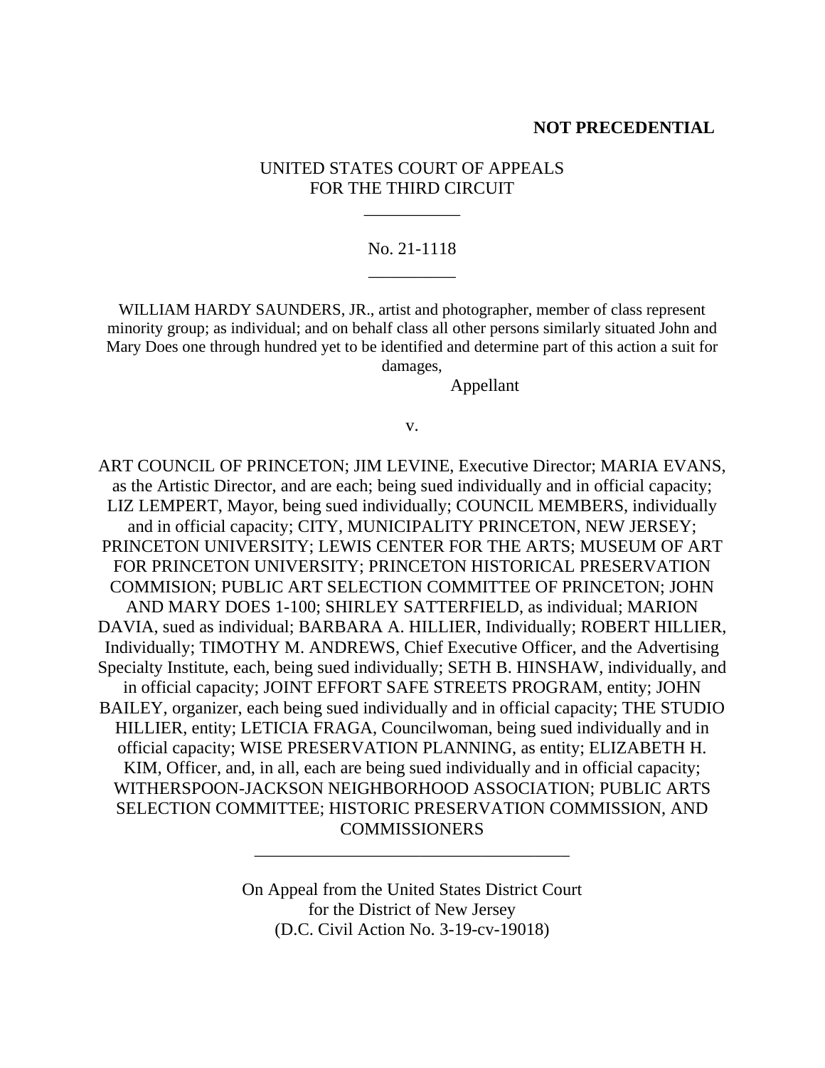**NOT PRECEDENTIAL**

UNITED STATES COURT OF APPEALS
FOR THE THIRD CIRCUIT

\_\_\_\_\_\_\_\_\_\_\_

No. 21-1118

\_\_\_\_\_\_\_\_\_\_

WILLIAM HARDY SAUNDERS, JR., artist and photographer, member of class represent minority group; as individual; and on behalf class all other persons similarly situated John and Mary Does one through hundred yet to be identified and determine part of this action a suit for damages,

Appellant

v.

ART COUNCIL OF PRINCETON; JIM LEVINE, Executive Director; MARIA EVANS, as the Artistic Director, and are each; being sued individually and in official capacity; LIZ LEMPERT, Mayor, being sued individually; COUNCIL MEMBERS, individually and in official capacity; CITY, MUNICIPALITY PRINCETON, NEW JERSEY; PRINCETON UNIVERSITY; LEWIS CENTER FOR THE ARTS; MUSEUM OF ART FOR PRINCETON UNIVERSITY; PRINCETON HISTORICAL PRESERVATION COMMISION; PUBLIC ART SELECTION COMMITTEE OF PRINCETON; JOHN AND MARY DOES 1-100; SHIRLEY SATTERFIELD, as individual; MARION DAVIA, sued as individual; BARBARA A. HILLIER, Individually; ROBERT HILLIER, Individually; TIMOTHY M. ANDREWS, Chief Executive Officer, and the Advertising Specialty Institute, each, being sued individually; SETH B. HINSHAW, individually, and in official capacity; JOINT EFFORT SAFE STREETS PROGRAM, entity; JOHN BAILEY, organizer, each being sued individually and in official capacity; THE STUDIO HILLIER, entity; LETICIA FRAGA, Councilwoman, being sued individually and in official capacity; WISE PRESERVATION PLANNING, as entity; ELIZABETH H. KIM, Officer, and, in all, each are being sued individually and in official capacity; WITHERSPOON-JACKSON NEIGHBORHOOD ASSOCIATION; PUBLIC ARTS SELECTION COMMITTEE; HISTORIC PRESERVATION COMMISSION, AND COMMISSIONERS

\_\_\_\_\_\_\_\_\_\_\_\_\_\_\_\_\_\_\_\_\_\_\_\_\_\_\_\_\_\_\_\_\_\_\_\_

On Appeal from the United States District Court
for the District of New Jersey
(D.C. Civil Action No. 3-19-cv-19018)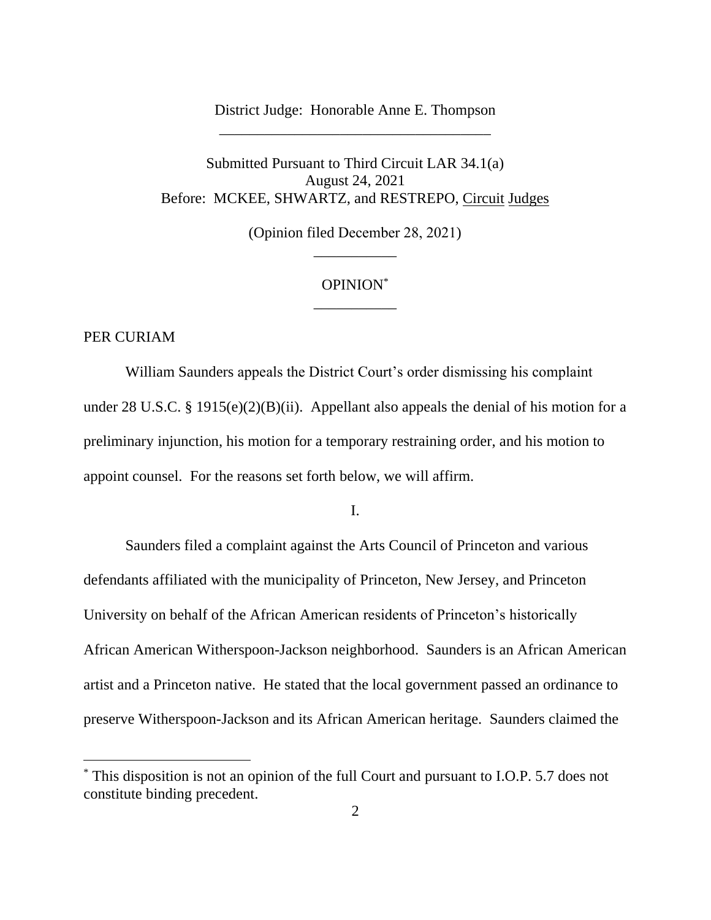District Judge: Honorable Anne E. Thompson

---

Submitted Pursuant to Third Circuit LAR 34.1(a)
August 24, 2021
Before: MCKEE, SHWARTZ, and RESTREPO, Circuit Judges

(Opinion filed December 28, 2021)

---

OPINION*

---

PER CURIAM

William Saunders appeals the District Court's order dismissing his complaint under 28 U.S.C. § 1915(e)(2)(B)(ii). Appellant also appeals the denial of his motion for a preliminary injunction, his motion for a temporary restraining order, and his motion to appoint counsel. For the reasons set forth below, we will affirm.

I.

Saunders filed a complaint against the Arts Council of Princeton and various defendants affiliated with the municipality of Princeton, New Jersey, and Princeton University on behalf of the African American residents of Princeton's historically African American Witherspoon-Jackson neighborhood. Saunders is an African American artist and a Princeton native. He stated that the local government passed an ordinance to preserve Witherspoon-Jackson and its African American heritage. Saunders claimed the

---

* This disposition is not an opinion of the full Court and pursuant to I.O.P. 5.7 does not constitute binding precedent.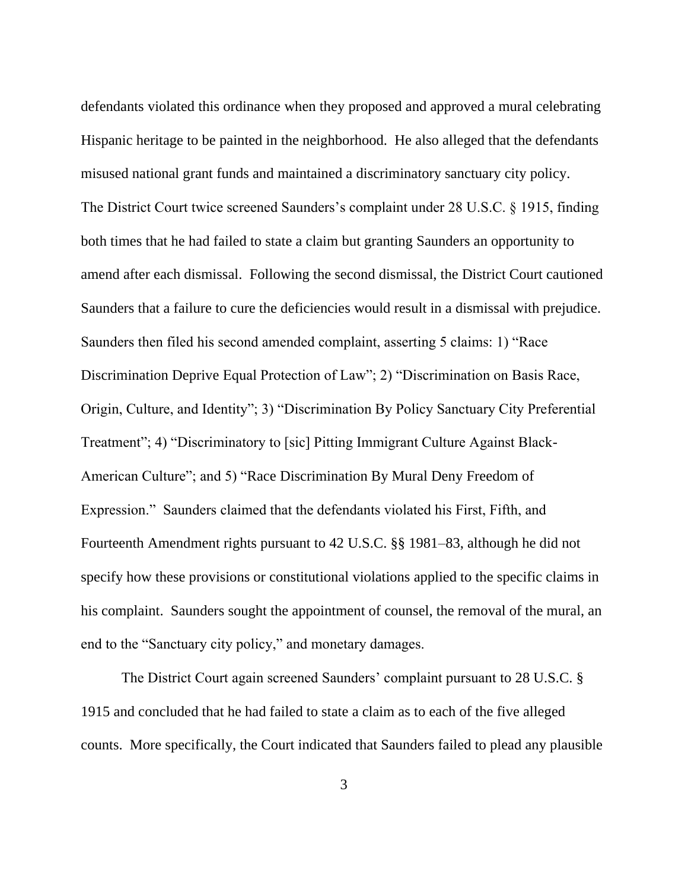defendants violated this ordinance when they proposed and approved a mural celebrating Hispanic heritage to be painted in the neighborhood. He also alleged that the defendants misused national grant funds and maintained a discriminatory sanctuary city policy. The District Court twice screened Saunders's complaint under 28 U.S.C. § 1915, finding both times that he had failed to state a claim but granting Saunders an opportunity to amend after each dismissal. Following the second dismissal, the District Court cautioned Saunders that a failure to cure the deficiencies would result in a dismissal with prejudice. Saunders then filed his second amended complaint, asserting 5 claims: 1) "Race Discrimination Deprive Equal Protection of Law"; 2) "Discrimination on Basis Race, Origin, Culture, and Identity"; 3) "Discrimination By Policy Sanctuary City Preferential Treatment"; 4) "Discriminatory to [sic] Pitting Immigrant Culture Against Black-American Culture"; and 5) "Race Discrimination By Mural Deny Freedom of Expression." Saunders claimed that the defendants violated his First, Fifth, and Fourteenth Amendment rights pursuant to 42 U.S.C. §§ 1981–83, although he did not specify how these provisions or constitutional violations applied to the specific claims in his complaint. Saunders sought the appointment of counsel, the removal of the mural, an end to the "Sanctuary city policy," and monetary damages.

The District Court again screened Saunders' complaint pursuant to 28 U.S.C. § 1915 and concluded that he had failed to state a claim as to each of the five alleged counts. More specifically, the Court indicated that Saunders failed to plead any plausible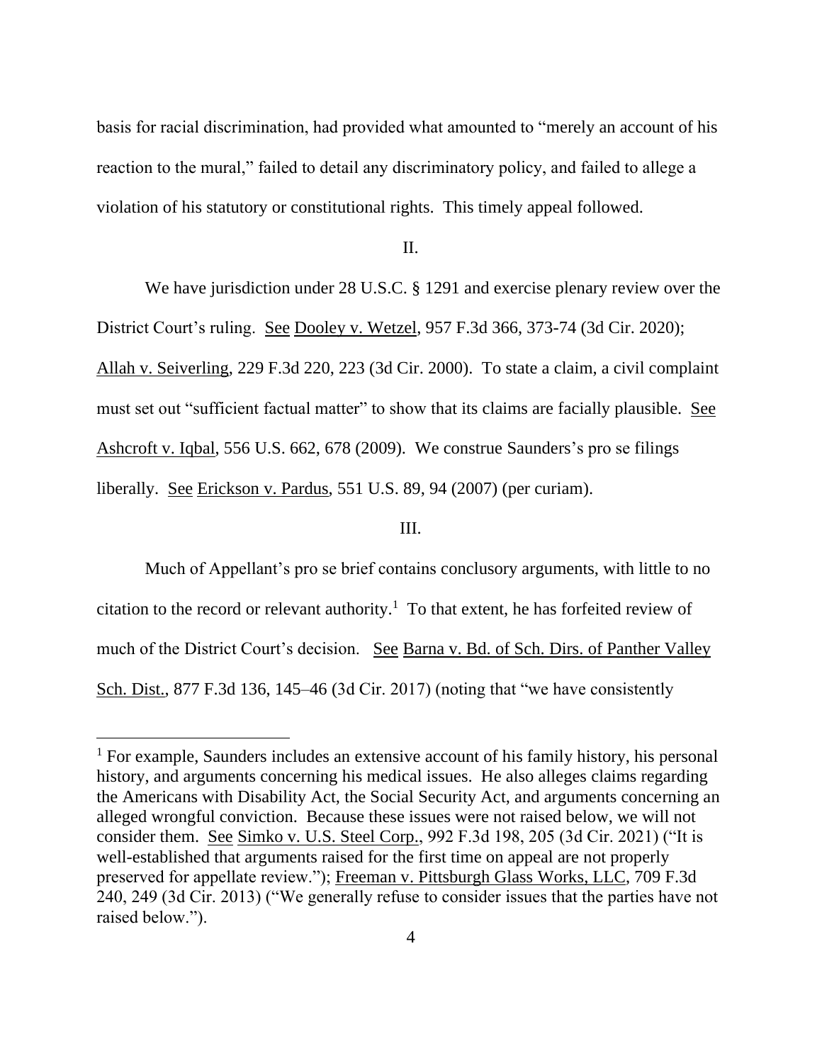basis for racial discrimination, had provided what amounted to "merely an account of his reaction to the mural," failed to detail any discriminatory policy, and failed to allege a violation of his statutory or constitutional rights. This timely appeal followed.

## II.

We have jurisdiction under 28 U.S.C. § 1291 and exercise plenary review over the District Court's ruling. See Dooley v. Wetzel, 957 F.3d 366, 373-74 (3d Cir. 2020); Allah v. Seiverling, 229 F.3d 220, 223 (3d Cir. 2000). To state a claim, a civil complaint must set out "sufficient factual matter" to show that its claims are facially plausible. See Ashcroft v. Iqbal, 556 U.S. 662, 678 (2009). We construe Saunders's pro se filings liberally. See Erickson v. Pardus, 551 U.S. 89, 94 (2007) (per curiam).

## III.

Much of Appellant's pro se brief contains conclusory arguments, with little to no citation to the record or relevant authority.[1] To that extent, he has forfeited review of much of the District Court's decision. See Barna v. Bd. of Sch. Dirs. of Panther Valley Sch. Dist., 877 F.3d 136, 145–46 (3d Cir. 2017) (noting that "we have consistently

---

[1] For example, Saunders includes an extensive account of his family history, his personal history, and arguments concerning his medical issues. He also alleges claims regarding the Americans with Disability Act, the Social Security Act, and arguments concerning an alleged wrongful conviction. Because these issues were not raised below, we will not consider them. See Simko v. U.S. Steel Corp., 992 F.3d 198, 205 (3d Cir. 2021) ("It is well-established that arguments raised for the first time on appeal are not properly preserved for appellate review."); Freeman v. Pittsburgh Glass Works, LLC, 709 F.3d 240, 249 (3d Cir. 2013) ("We generally refuse to consider issues that the parties have not raised below.").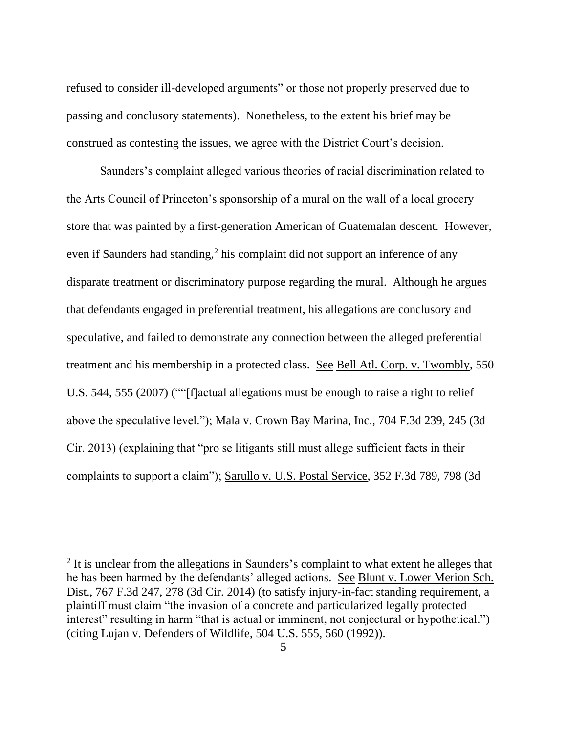refused to consider ill-developed arguments" or those not properly preserved due to passing and conclusory statements). Nonetheless, to the extent his brief may be construed as contesting the issues, we agree with the District Court's decision.

Saunders's complaint alleged various theories of racial discrimination related to the Arts Council of Princeton's sponsorship of a mural on the wall of a local grocery store that was painted by a first-generation American of Guatemalan descent. However, even if Saunders had standing,[2] his complaint did not support an inference of any disparate treatment or discriminatory purpose regarding the mural. Although he argues that defendants engaged in preferential treatment, his allegations are conclusory and speculative, and failed to demonstrate any connection between the alleged preferential treatment and his membership in a protected class. See Bell Atl. Corp. v. Twombly, 550 U.S. 544, 555 (2007) (""[f]actual allegations must be enough to raise a right to relief above the speculative level."); Mala v. Crown Bay Marina, Inc., 704 F.3d 239, 245 (3d Cir. 2013) (explaining that "pro se litigants still must allege sufficient facts in their complaints to support a claim"); Sarullo v. U.S. Postal Service, 352 F.3d 789, 798 (3d

---

[2] It is unclear from the allegations in Saunders's complaint to what extent he alleges that he has been harmed by the defendants' alleged actions. See Blunt v. Lower Merion Sch. Dist., 767 F.3d 247, 278 (3d Cir. 2014) (to satisfy injury-in-fact standing requirement, a plaintiff must claim "the invasion of a concrete and particularized legally protected interest" resulting in harm "that is actual or imminent, not conjectural or hypothetical.") (citing Lujan v. Defenders of Wildlife, 504 U.S. 555, 560 (1992)).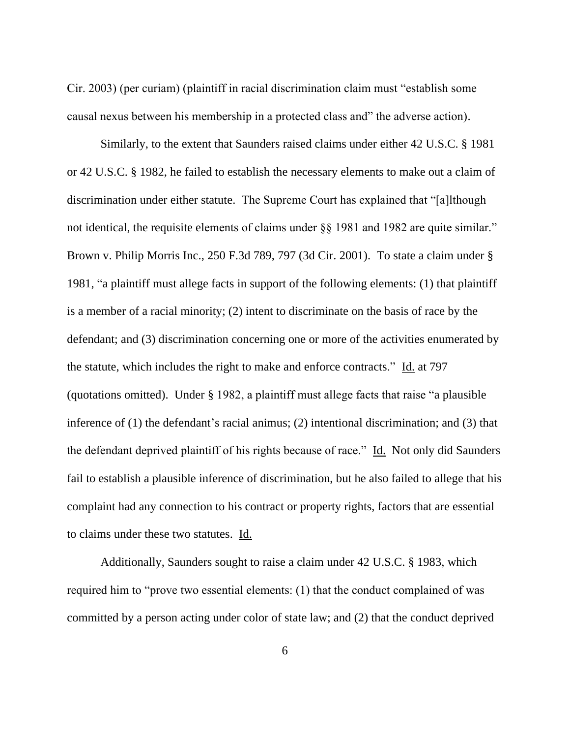Cir. 2003) (per curiam) (plaintiff in racial discrimination claim must "establish some causal nexus between his membership in a protected class and" the adverse action).

Similarly, to the extent that Saunders raised claims under either 42 U.S.C. § 1981 or 42 U.S.C. § 1982, he failed to establish the necessary elements to make out a claim of discrimination under either statute. The Supreme Court has explained that "[a]lthough not identical, the requisite elements of claims under §§ 1981 and 1982 are quite similar." Brown v. Philip Morris Inc., 250 F.3d 789, 797 (3d Cir. 2001). To state a claim under § 1981, "a plaintiff must allege facts in support of the following elements: (1) that plaintiff is a member of a racial minority; (2) intent to discriminate on the basis of race by the defendant; and (3) discrimination concerning one or more of the activities enumerated by the statute, which includes the right to make and enforce contracts." Id. at 797 (quotations omitted). Under § 1982, a plaintiff must allege facts that raise "a plausible inference of (1) the defendant's racial animus; (2) intentional discrimination; and (3) that the defendant deprived plaintiff of his rights because of race." Id. Not only did Saunders fail to establish a plausible inference of discrimination, but he also failed to allege that his complaint had any connection to his contract or property rights, factors that are essential to claims under these two statutes. Id.

Additionally, Saunders sought to raise a claim under 42 U.S.C. § 1983, which required him to "prove two essential elements: (1) that the conduct complained of was committed by a person acting under color of state law; and (2) that the conduct deprived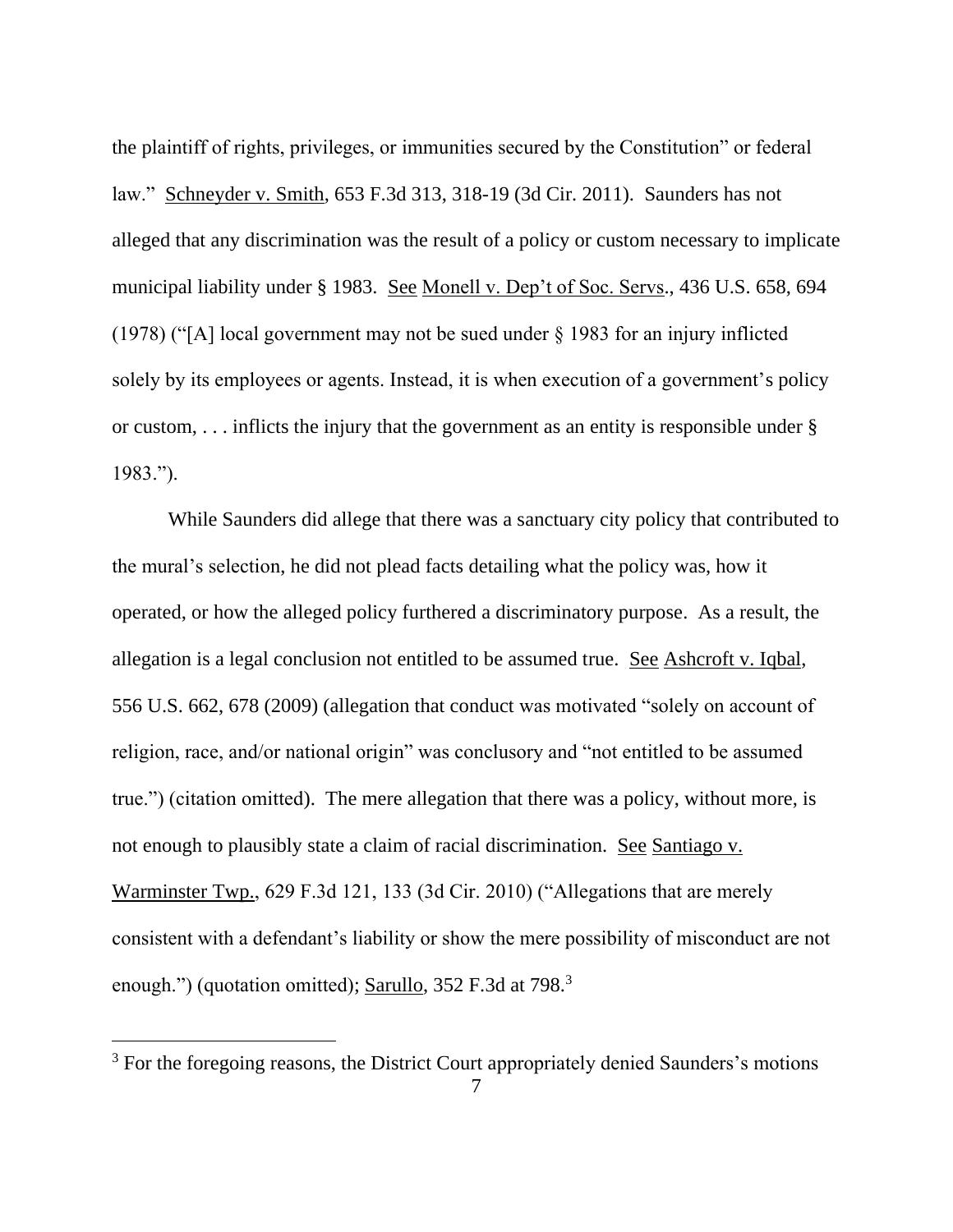the plaintiff of rights, privileges, or immunities secured by the Constitution" or federal law." Schneyder v. Smith, 653 F.3d 313, 318-19 (3d Cir. 2011). Saunders has not alleged that any discrimination was the result of a policy or custom necessary to implicate municipal liability under § 1983. See Monell v. Dep't of Soc. Servs., 436 U.S. 658, 694 (1978) ("[A] local government may not be sued under § 1983 for an injury inflicted solely by its employees or agents. Instead, it is when execution of a government's policy or custom, . . . inflicts the injury that the government as an entity is responsible under § 1983.").

While Saunders did allege that there was a sanctuary city policy that contributed to the mural's selection, he did not plead facts detailing what the policy was, how it operated, or how the alleged policy furthered a discriminatory purpose. As a result, the allegation is a legal conclusion not entitled to be assumed true. See Ashcroft v. Iqbal, 556 U.S. 662, 678 (2009) (allegation that conduct was motivated "solely on account of religion, race, and/or national origin" was conclusory and "not entitled to be assumed true.") (citation omitted). The mere allegation that there was a policy, without more, is not enough to plausibly state a claim of racial discrimination. See Santiago v. Warminster Twp., 629 F.3d 121, 133 (3d Cir. 2010) ("Allegations that are merely consistent with a defendant's liability or show the mere possibility of misconduct are not enough.") (quotation omitted); Sarullo, 352 F.3d at 798.[3]

[3] For the foregoing reasons, the District Court appropriately denied Saunders's motions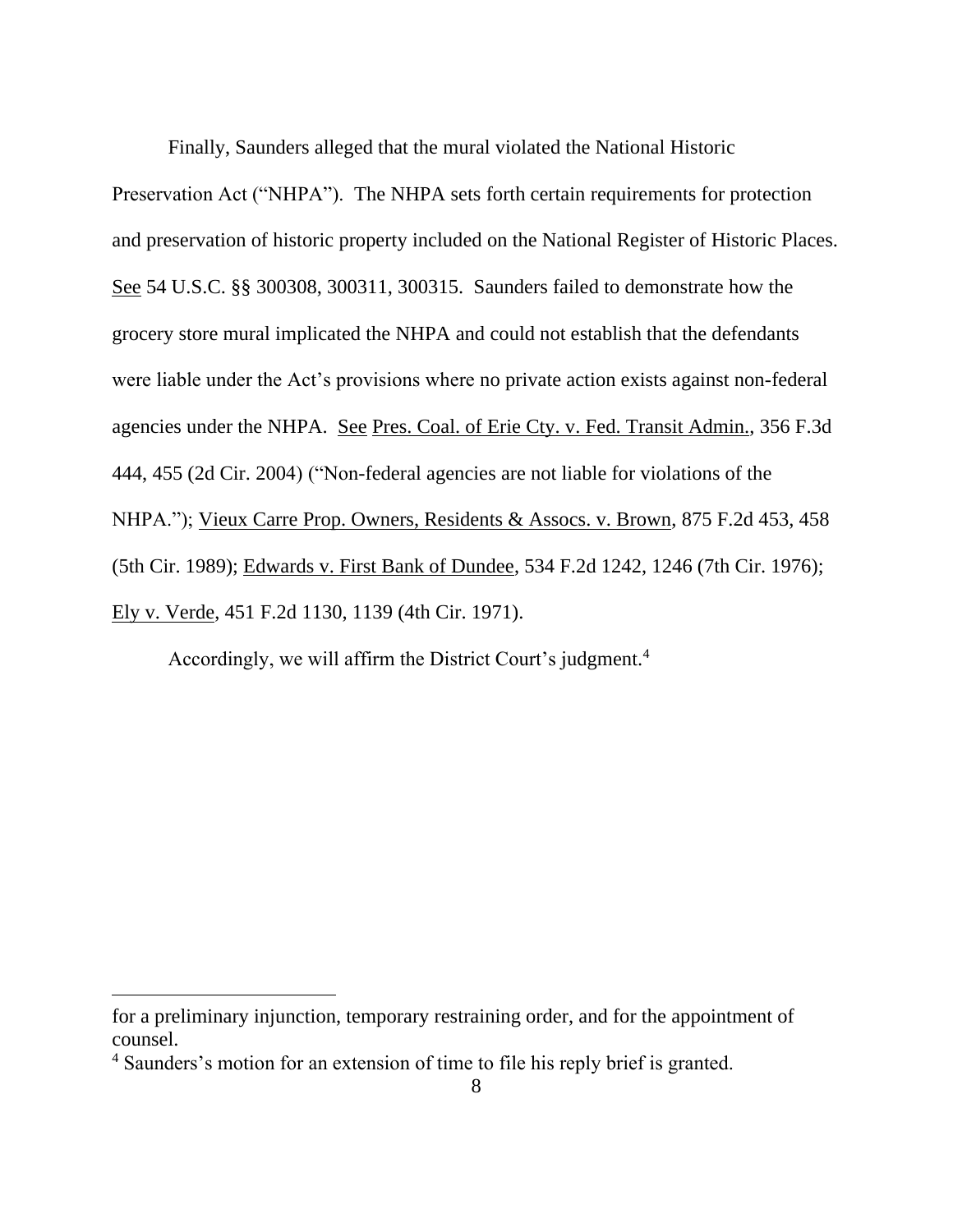Finally, Saunders alleged that the mural violated the National Historic Preservation Act ("NHPA"). The NHPA sets forth certain requirements for protection and preservation of historic property included on the National Register of Historic Places. See 54 U.S.C. §§ 300308, 300311, 300315. Saunders failed to demonstrate how the grocery store mural implicated the NHPA and could not establish that the defendants were liable under the Act's provisions where no private action exists against non-federal agencies under the NHPA. See Pres. Coal. of Erie Cty. v. Fed. Transit Admin., 356 F.3d 444, 455 (2d Cir. 2004) ("Non-federal agencies are not liable for violations of the NHPA."); Vieux Carre Prop. Owners, Residents & Assocs. v. Brown, 875 F.2d 453, 458 (5th Cir. 1989); Edwards v. First Bank of Dundee, 534 F.2d 1242, 1246 (7th Cir. 1976); Ely v. Verde, 451 F.2d 1130, 1139 (4th Cir. 1971).

Accordingly, we will affirm the District Court's judgment.[4]

---

for a preliminary injunction, temporary restraining order, and for the appointment of counsel.

[4] Saunders's motion for an extension of time to file his reply brief is granted.